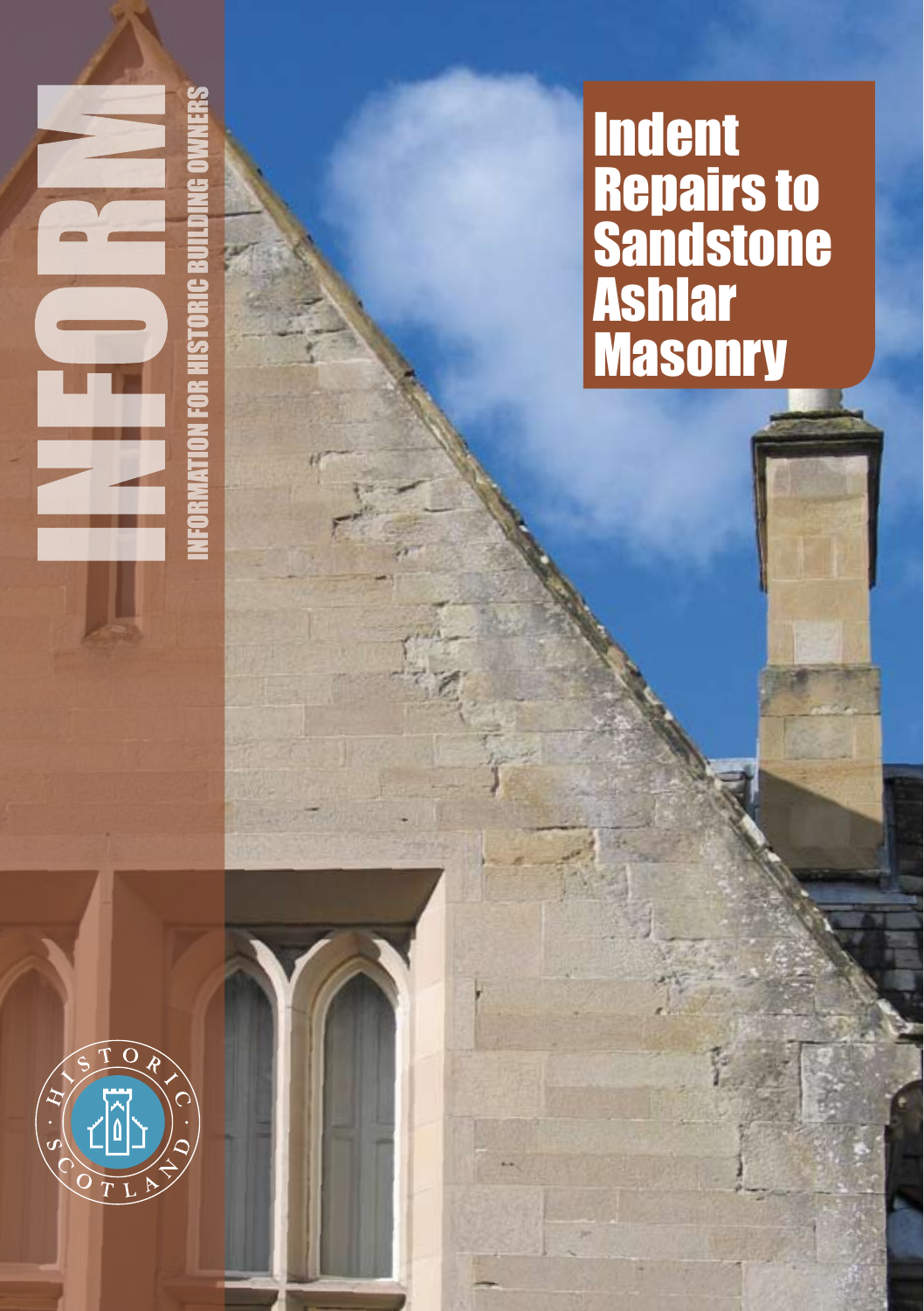# INFORM

INFORMATION FOR HISTORIC BUILDING OWNERS

# Indent Repairs to Sandstone Ashlar Masonry

HISTORIC SCOTLAND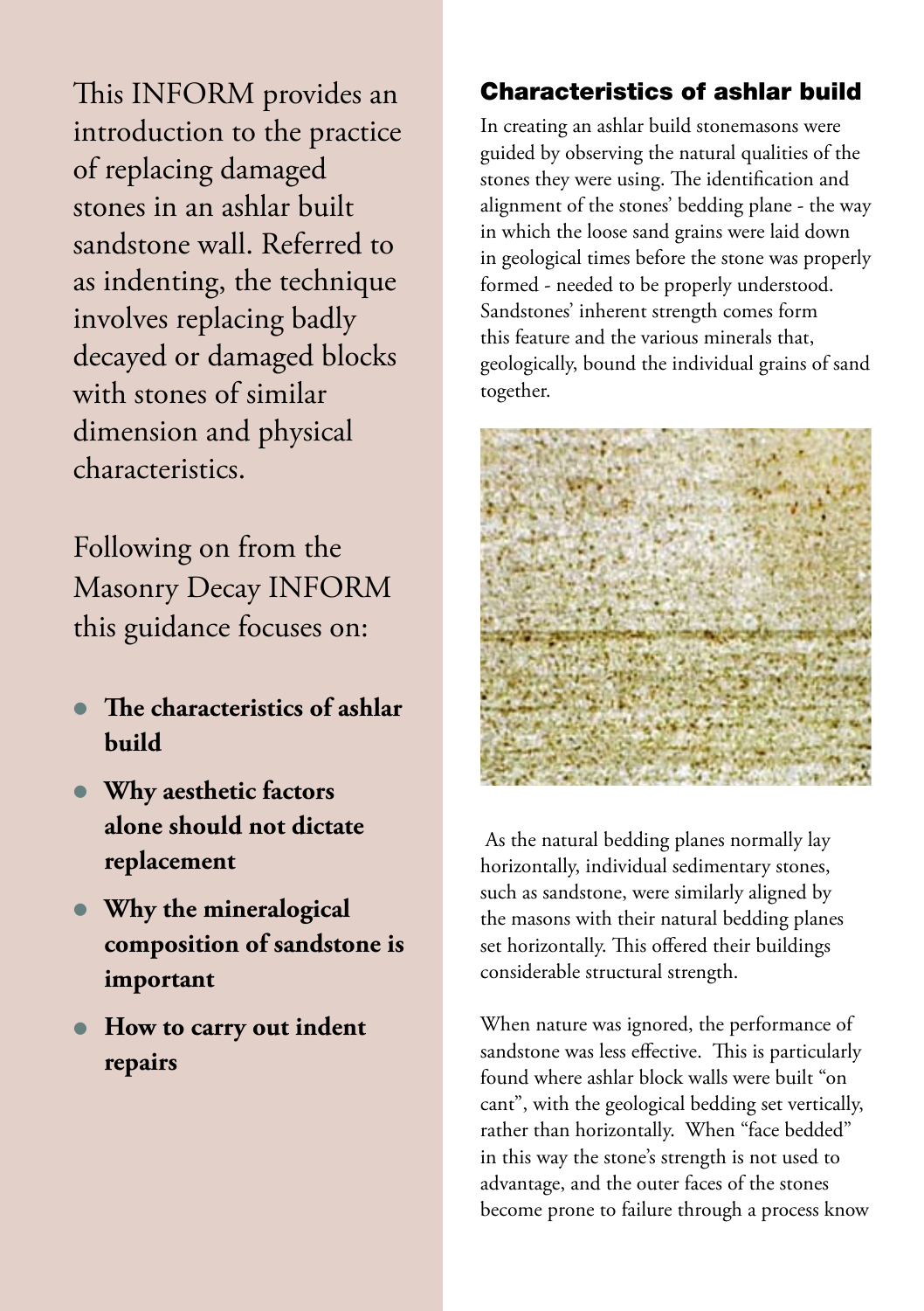This INFORM provides an introduction to the practice of replacing damaged stones in an ashlar built sandstone wall. Referred to as indenting, the technique involves replacing badly decayed or damaged blocks with stones of similar dimension and physical characteristics.

Following on from the Masonry Decay INFORM this guidance focuses on:

- **The characteristics of ashlar build**
- **Why aesthetic factors alone should not dictate replacement**
- **Why the mineralogical composition of sandstone is important**
- **How to carry out indent repairs**

## Characteristics of ashlar build

In creating an ashlar build stonemasons were guided by observing the natural qualities of the stones they were using. The identification and alignment of the stones' bedding plane - the way in which the loose sand grains were laid down in geological times before the stone was properly formed - needed to be properly understood. Sandstones' inherent strength comes form this feature and the various minerals that, geologically, bound the individual grains of sand together.

As the natural bedding planes normally lay horizontally, individual sedimentary stones, such as sandstone, were similarly aligned by the masons with their natural bedding planes set horizontally. This offered their buildings considerable structural strength.

When nature was ignored, the performance of sandstone was less effective. This is particularly found where ashlar block walls were built "on cant", with the geological bedding set vertically, rather than horizontally. When "face bedded" in this way the stone's strength is not used to advantage, and the outer faces of the stones become prone to failure through a process know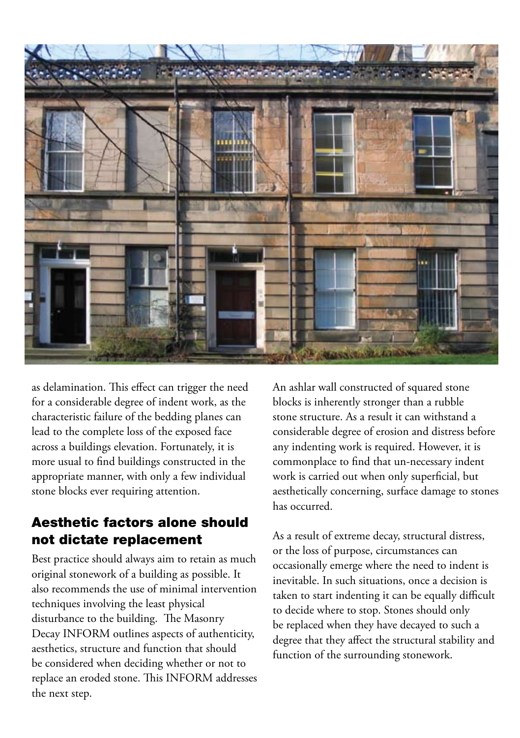as delamination. This effect can trigger the need for a considerable degree of indent work, as the characteristic failure of the bedding planes can lead to the complete loss of the exposed face across a buildings elevation. Fortunately, it is more usual to find buildings constructed in the appropriate manner, with only a few individual stone blocks ever requiring attention.

## Aesthetic factors alone should not dictate replacement

Best practice should always aim to retain as much original stonework of a building as possible. It also recommends the use of minimal intervention techniques involving the least physical disturbance to the building. The Masonry Decay INFORM outlines aspects of authenticity, aesthetics, structure and function that should be considered when deciding whether or not to replace an eroded stone. This INFORM addresses the next step.

An ashlar wall constructed of squared stone blocks is inherently stronger than a rubble stone structure. As a result it can withstand a considerable degree of erosion and distress before any indenting work is required. However, it is commonplace to find that un-necessary indent work is carried out when only superficial, but aesthetically concerning, surface damage to stones has occurred.

As a result of extreme decay, structural distress, or the loss of purpose, circumstances can occasionally emerge where the need to indent is inevitable. In such situations, once a decision is taken to start indenting it can be equally difficult to decide where to stop. Stones should only be replaced when they have decayed to such a degree that they affect the structural stability and function of the surrounding stonework.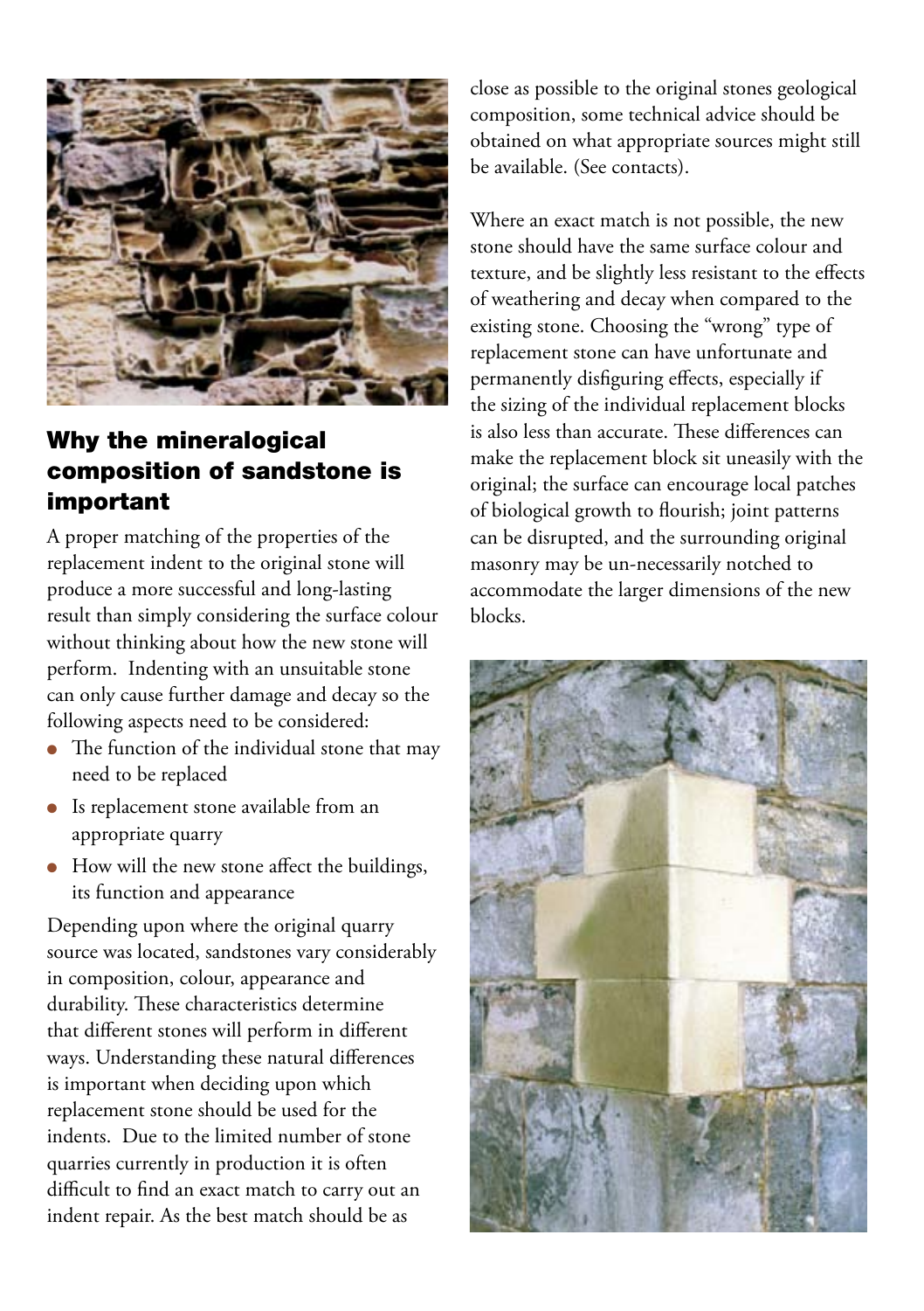## Why the mineralogical composition of sandstone is important

A proper matching of the properties of the replacement indent to the original stone will produce a more successful and long-lasting result than simply considering the surface colour without thinking about how the new stone will perform. Indenting with an unsuitable stone can only cause further damage and decay so the following aspects need to be considered:

- The function of the individual stone that may need to be replaced
- Is replacement stone available from an appropriate quarry
- How will the new stone affect the buildings, its function and appearance

Depending upon where the original quarry source was located, sandstones vary considerably in composition, colour, appearance and durability. These characteristics determine that different stones will perform in different ways. Understanding these natural differences is important when deciding upon which replacement stone should be used for the indents. Due to the limited number of stone quarries currently in production it is often difficult to find an exact match to carry out an indent repair. As the best match should be as close as possible to the original stones geological composition, some technical advice should be obtained on what appropriate sources might still be available. (See contacts).

Where an exact match is not possible, the new stone should have the same surface colour and texture, and be slightly less resistant to the effects of weathering and decay when compared to the existing stone. Choosing the "wrong" type of replacement stone can have unfortunate and permanently disfiguring effects, especially if the sizing of the individual replacement blocks is also less than accurate. These differences can make the replacement block sit uneasily with the original; the surface can encourage local patches of biological growth to flourish; joint patterns can be disrupted, and the surrounding original masonry may be un-necessarily notched to accommodate the larger dimensions of the new blocks.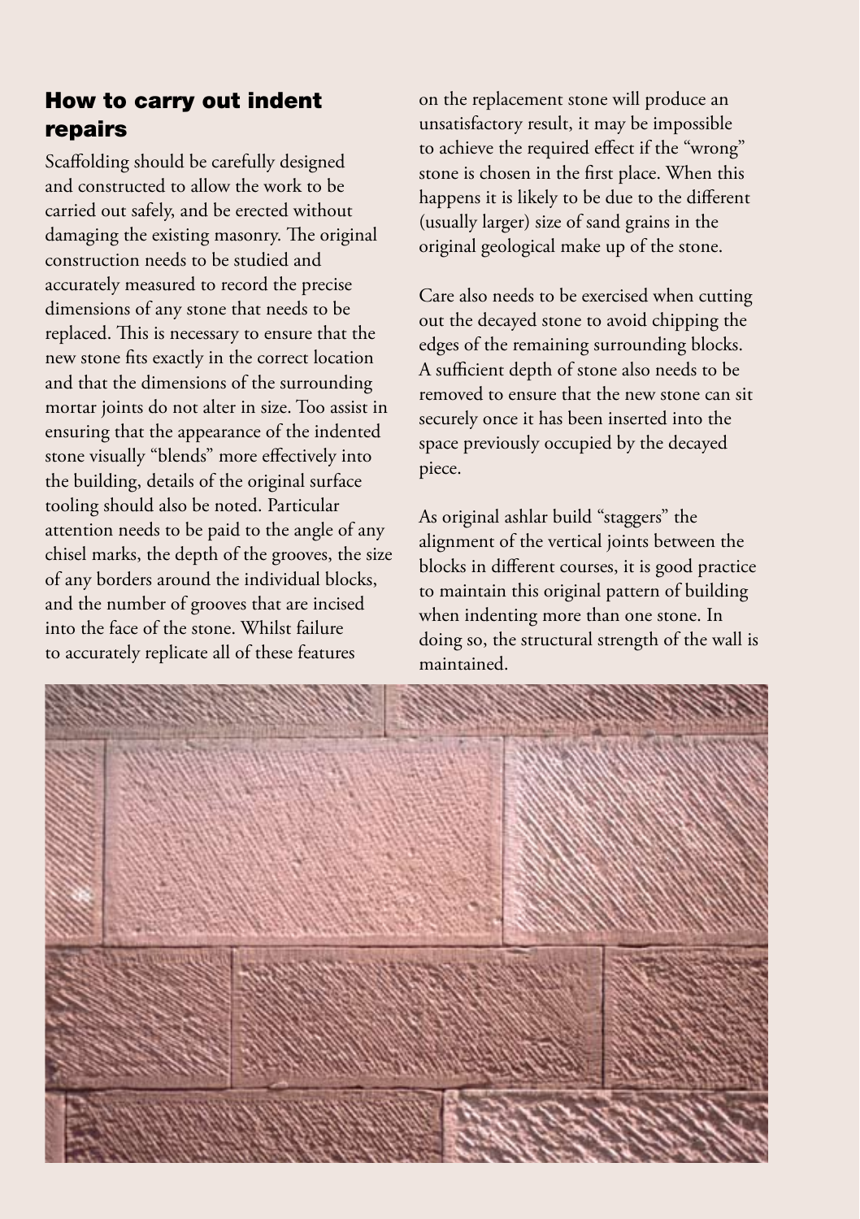## How to carry out indent repairs

Scaffolding should be carefully designed and constructed to allow the work to be carried out safely, and be erected without damaging the existing masonry. The original construction needs to be studied and accurately measured to record the precise dimensions of any stone that needs to be replaced. This is necessary to ensure that the new stone fits exactly in the correct location and that the dimensions of the surrounding mortar joints do not alter in size. Too assist in ensuring that the appearance of the indented stone visually "blends" more effectively into the building, details of the original surface tooling should also be noted. Particular attention needs to be paid to the angle of any chisel marks, the depth of the grooves, the size of any borders around the individual blocks, and the number of grooves that are incised into the face of the stone. Whilst failure to accurately replicate all of these features on the replacement stone will produce an unsatisfactory result, it may be impossible to achieve the required effect if the "wrong" stone is chosen in the first place. When this happens it is likely to be due to the different (usually larger) size of sand grains in the original geological make up of the stone.

Care also needs to be exercised when cutting out the decayed stone to avoid chipping the edges of the remaining surrounding blocks. A sufficient depth of stone also needs to be removed to ensure that the new stone can sit securely once it has been inserted into the space previously occupied by the decayed piece.

As original ashlar build "staggers" the alignment of the vertical joints between the blocks in different courses, it is good practice to maintain this original pattern of building when indenting more than one stone. In doing so, the structural strength of the wall is maintained.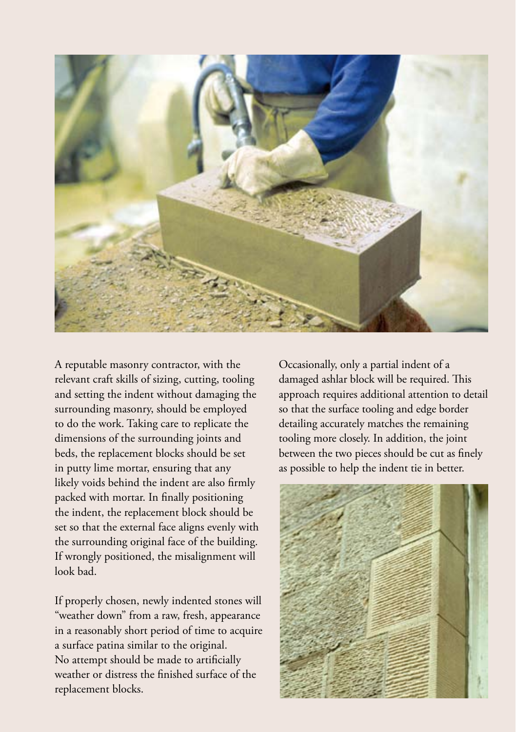A reputable masonry contractor, with the relevant craft skills of sizing, cutting, tooling and setting the indent without damaging the surrounding masonry, should be employed to do the work. Taking care to replicate the dimensions of the surrounding joints and beds, the replacement blocks should be set in putty lime mortar, ensuring that any likely voids behind the indent are also firmly packed with mortar. In finally positioning the indent, the replacement block should be set so that the external face aligns evenly with the surrounding original face of the building. If wrongly positioned, the misalignment will look bad.

If properly chosen, newly indented stones will "weather down" from a raw, fresh, appearance in a reasonably short period of time to acquire a surface patina similar to the original. No attempt should be made to artificially weather or distress the finished surface of the replacement blocks.

Occasionally, only a partial indent of a damaged ashlar block will be required. This approach requires additional attention to detail so that the surface tooling and edge border detailing accurately matches the remaining tooling more closely. In addition, the joint between the two pieces should be cut as finely as possible to help the indent tie in better.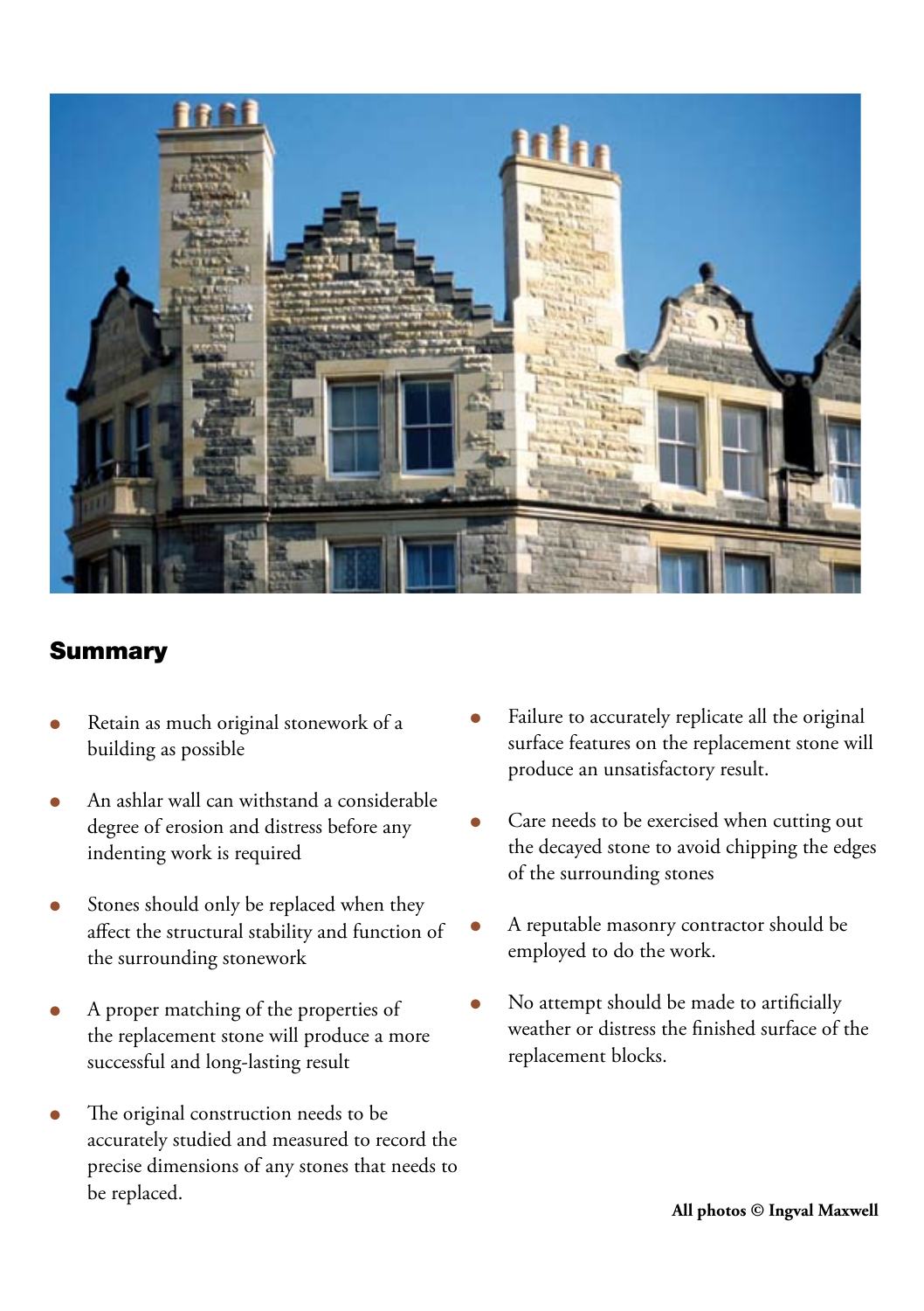## Summary

- Retain as much original stonework of a building as possible
- An ashlar wall can withstand a considerable degree of erosion and distress before any indenting work is required
- Stones should only be replaced when they affect the structural stability and function of the surrounding stonework
- A proper matching of the properties of the replacement stone will produce a more successful and long-lasting result
- The original construction needs to be accurately studied and measured to record the precise dimensions of any stones that needs to be replaced.
- Failure to accurately replicate all the original surface features on the replacement stone will produce an unsatisfactory result.
- Care needs to be exercised when cutting out the decayed stone to avoid chipping the edges of the surrounding stones
- A reputable masonry contractor should be employed to do the work.
- No attempt should be made to artificially weather or distress the finished surface of the replacement blocks.

**All photos © Ingval Maxwell**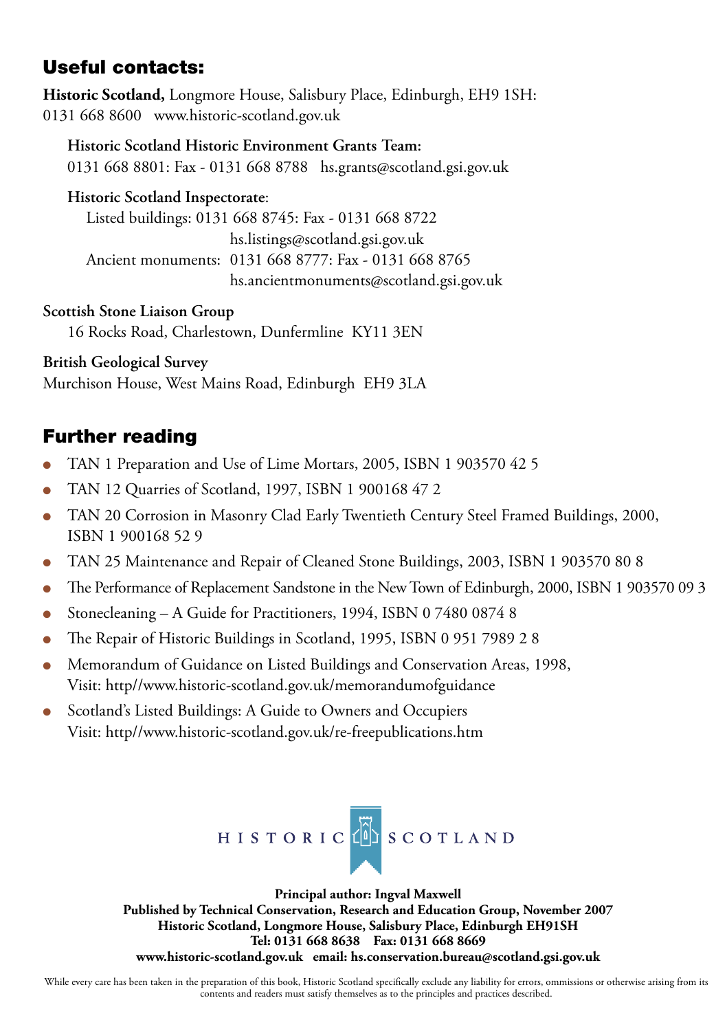## Useful contacts:

**Historic Scotland,** Longmore House, Salisbury Place, Edinburgh, EH9 1SH:
0131 668 8600 www.historic-scotland.gov.uk

**Historic Scotland Historic Environment Grants Team:**
0131 668 8801: Fax - 0131 668 8788 hs.grants@scotland.gsi.gov.uk

**Historic Scotland Inspectorate**:
Listed buildings: 0131 668 8745: Fax - 0131 668 8722
hs.listings@scotland.gsi.gov.uk
Ancient monuments: 0131 668 8777: Fax - 0131 668 8765
hs.ancientmonuments@scotland.gsi.gov.uk

**Scottish Stone Liaison Group**
16 Rocks Road, Charlestown, Dunfermline KY11 3EN

**British Geological Survey**
Murchison House, West Mains Road, Edinburgh EH9 3LA

## Further reading

- TAN 1 Preparation and Use of Lime Mortars, 2005, ISBN 1 903570 42 5
- TAN 12 Quarries of Scotland, 1997, ISBN 1 900168 47 2
- TAN 20 Corrosion in Masonry Clad Early Twentieth Century Steel Framed Buildings, 2000, ISBN 1 900168 52 9
- TAN 25 Maintenance and Repair of Cleaned Stone Buildings, 2003, ISBN 1 903570 80 8
- The Performance of Replacement Sandstone in the New Town of Edinburgh, 2000, ISBN 1 903570 09 3
- Stonecleaning – A Guide for Practitioners, 1994, ISBN 0 7480 0874 8
- The Repair of Historic Buildings in Scotland, 1995, ISBN 0 951 7989 2 8
- Memorandum of Guidance on Listed Buildings and Conservation Areas, 1998, Visit: http//www.historic-scotland.gov.uk/memorandumofguidance
- Scotland's Listed Buildings: A Guide to Owners and Occupiers Visit: http//www.historic-scotland.gov.uk/re-freepublications.htm

HISTORIC SCOTLAND

**Principal author: Ingval Maxwell**
**Published by Technical Conservation, Research and Education Group, November 2007**
**Historic Scotland, Longmore House, Salisbury Place, Edinburgh EH91SH**
**Tel: 0131 668 8638 Fax: 0131 668 8669**
**www.historic-scotland.gov.uk email: hs.conservation.bureau@scotland.gsi.gov.uk**

While every care has been taken in the preparation of this book, Historic Scotland specifically exclude any liability for errors, ommissions or otherwise arising from its contents and readers must satisfy themselves as to the principles and practices described.